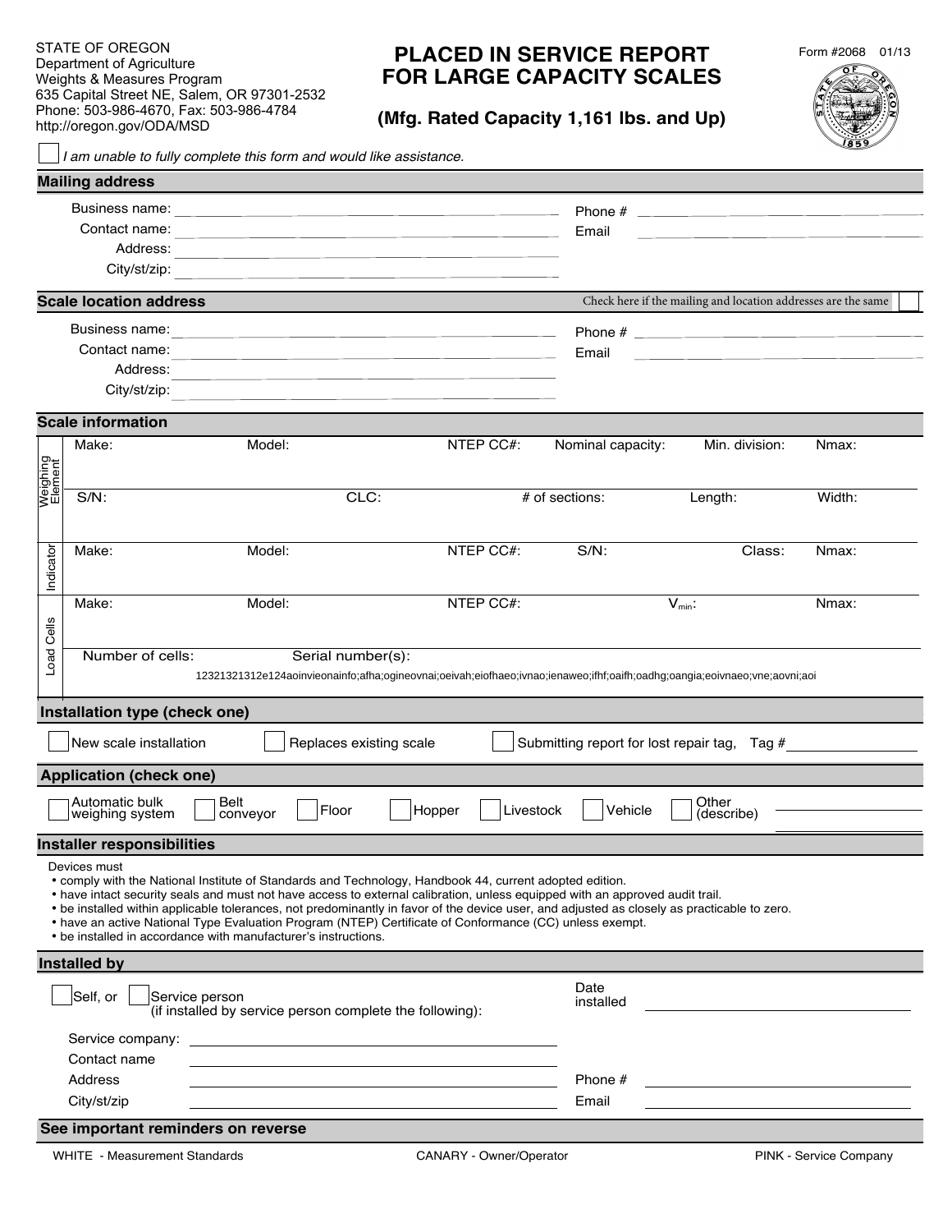STATE OF OREGON
Department of Agriculture
Weights & Measures Program
635 Capital Street NE, Salem, OR 97301-2532
Phone: 503-986-4670, Fax: 503-986-4784
http://oregon.gov/ODA/MSD

# PLACED IN SERVICE REPORT FOR LARGE CAPACITY SCALES

## (Mfg. Rated Capacity 1,161 lbs. and Up)

Form #2068 01/13

☐ *I am unable to fully complete this form and would like assistance.*

## Mailing address

Business name: ______________________ Phone # ______________________

Contact name: ______________________ Email ______________________

Address: ______________________

City/st/zip: ______________________

## Scale location address

Check here if the mailing and location addresses are the same ☐

Business name: ______________________ Phone # ______________________

Contact name: ______________________ Email ______________________

Address: ______________________

City/st/zip: ______________________

## Scale information

| | | | | | | |
|---|---|---|---|---|---|---|
| Weighing Element | Make: | Model: | NTEP CC#: | Nominal capacity: | Min. division: | Nmax: |
| | S/N: | CLC: | # of sections: | Length: | Width: | |
| Indicator | Make: | Model: | NTEP CC#: | S/N: | Class: | Nmax: |
| Load Cells | Make: | Model: | NTEP CC#: | $V_{min}$: | | Nmax: |
| | Number of cells: | Serial number(s): 12321321312e124aoinvieonainfo;afha;ogineovnai;oeivah;eiofhaeo;ivnao;ienaweo;ifhf;oaifh;oadhg;oangia;eoivnaeo;vne;aovni;aoi | | | | |

## Installation type (check one)

☐ New scale installation ☐ Replaces existing scale ☐ Submitting report for lost repair tag, Tag # __________

## Application (check one)

☐ Automatic bulk weighing system ☐ Belt conveyor ☐ Floor ☐ Hopper ☐ Livestock ☐ Vehicle ☐ Other (describe) __________

## Installer responsibilities

Devices must

- comply with the National Institute of Standards and Technology, Handbook 44, current adopted edition.
- have intact security seals and must not have access to external calibration, unless equipped with an approved audit trail.
- be installed within applicable tolerances, not predominantly in favor of the device user, and adjusted as closely as practicable to zero.
- have an active National Type Evaluation Program (NTEP) Certificate of Conformance (CC) unless exempt.
- be installed in accordance with manufacturer's instructions.

## Installed by

☐ Self, or ☐ Service person (if installed by service person complete the following): Date installed ______________________

Service company: ______________________

Contact name ______________________

Address ______________________ Phone # ______________________

City/st/zip ______________________ Email ______________________

## See important reminders on reverse

WHITE - Measurement Standards CANARY - Owner/Operator PINK - Service Company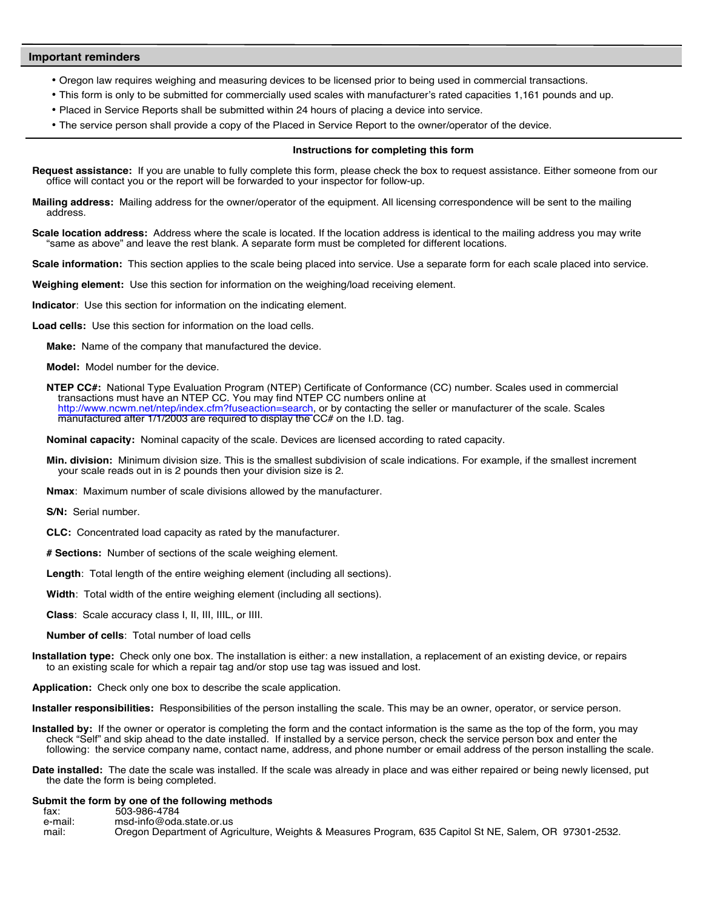## Important reminders

- Oregon law requires weighing and measuring devices to be licensed prior to being used in commercial transactions.
- This form is only to be submitted for commercially used scales with manufacturer's rated capacities 1,161 pounds and up.
- Placed in Service Reports shall be submitted within 24 hours of placing a device into service.
- The service person shall provide a copy of the Placed in Service Report to the owner/operator of the device.

### Instructions for completing this form

**Request assistance:** If you are unable to fully complete this form, please check the box to request assistance. Either someone from our office will contact you or the report will be forwarded to your inspector for follow-up.

**Mailing address:** Mailing address for the owner/operator of the equipment. All licensing correspondence will be sent to the mailing address.

**Scale location address:** Address where the scale is located. If the location address is identical to the mailing address you may write "same as above" and leave the rest blank. A separate form must be completed for different locations.

**Scale information:** This section applies to the scale being placed into service. Use a separate form for each scale placed into service.

**Weighing element:** Use this section for information on the weighing/load receiving element.

**Indicator**: Use this section for information on the indicating element.

**Load cells:** Use this section for information on the load cells.

**Make:** Name of the company that manufactured the device.

**Model:** Model number for the device.

**NTEP CC#:** National Type Evaluation Program (NTEP) Certificate of Conformance (CC) number. Scales used in commercial transactions must have an NTEP CC. You may find NTEP CC numbers online at http://www.ncwm.net/ntep/index.cfm?fuseaction=search, or by contacting the seller or manufacturer of the scale. Scales manufactured after 1/1/2003 are required to display the CC# on the I.D. tag.

**Nominal capacity:** Nominal capacity of the scale. Devices are licensed according to rated capacity.

**Min. division:** Minimum division size. This is the smallest subdivision of scale indications. For example, if the smallest increment your scale reads out in is 2 pounds then your division size is 2.

**Nmax**: Maximum number of scale divisions allowed by the manufacturer.

**S/N:** Serial number.

**CLC:** Concentrated load capacity as rated by the manufacturer.

**# Sections:** Number of sections of the scale weighing element.

**Length**: Total length of the entire weighing element (including all sections).

**Width**: Total width of the entire weighing element (including all sections).

**Class**: Scale accuracy class I, II, III, IIIL, or IIII.

**Number of cells**: Total number of load cells

**Installation type:** Check only one box. The installation is either: a new installation, a replacement of an existing device, or repairs to an existing scale for which a repair tag and/or stop use tag was issued and lost.

**Application:** Check only one box to describe the scale application.

**Installer responsibilities:** Responsibilities of the person installing the scale. This may be an owner, operator, or service person.

**Installed by:** If the owner or operator is completing the form and the contact information is the same as the top of the form, you may check "Self" and skip ahead to the date installed. If installed by a service person, check the service person box and enter the following: the service company name, contact name, address, and phone number or email address of the person installing the scale.

**Date installed:** The date the scale was installed. If the scale was already in place and was either repaired or being newly licensed, put the date the form is being completed.

**Submit the form by one of the following methods**

fax: 503-986-4784
e-mail: msd-info@oda.state.or.us
mail: Oregon Department of Agriculture, Weights & Measures Program, 635 Capitol St NE, Salem, OR 97301-2532.